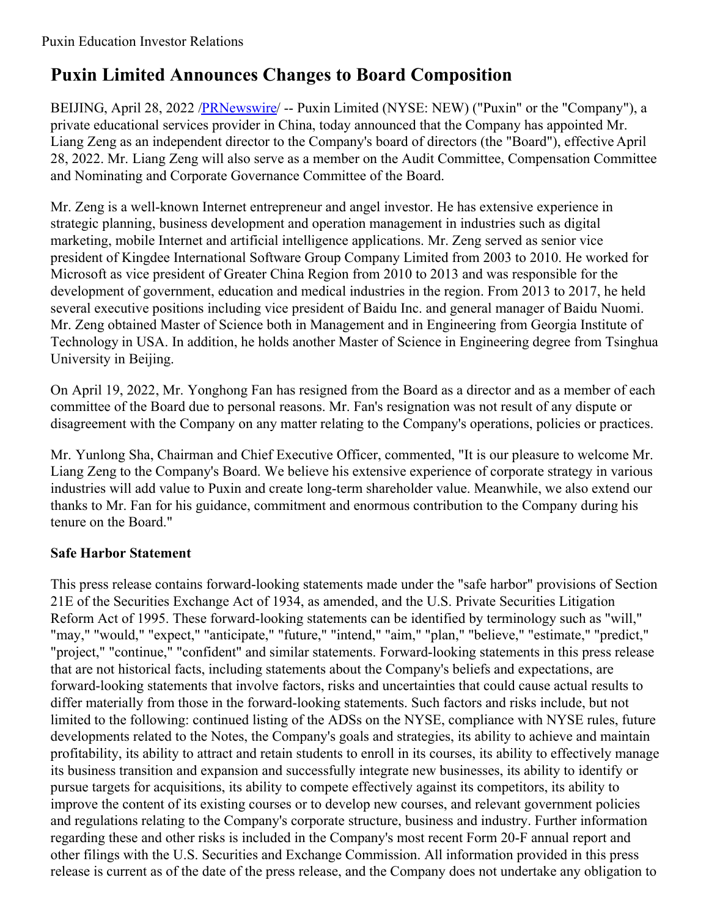Puxin Education Investor Relations

# Puxin Limited Announces Changes to Board Composition

BEIJING, April 28, 2022 /PRNewswire/ -- Puxin Limited (NYSE: NEW) ("Puxin" or the "Company"), a private educational services provider in China, today announced that the Company has appointed Mr. Liang Zeng as an independent director to the Company's board of directors (the "Board"), effective April 28, 2022. Mr. Liang Zeng will also serve as a member on the Audit Committee, Compensation Committee and Nominating and Corporate Governance Committee of the Board.

Mr. Zeng is a well-known Internet entrepreneur and angel investor. He has extensive experience in strategic planning, business development and operation management in industries such as digital marketing, mobile Internet and artificial intelligence applications. Mr. Zeng served as senior vice president of Kingdee International Software Group Company Limited from 2003 to 2010. He worked for Microsoft as vice president of Greater China Region from 2010 to 2013 and was responsible for the development of government, education and medical industries in the region. From 2013 to 2017, he held several executive positions including vice president of Baidu Inc. and general manager of Baidu Nuomi. Mr. Zeng obtained Master of Science both in Management and in Engineering from Georgia Institute of Technology in USA. In addition, he holds another Master of Science in Engineering degree from Tsinghua University in Beijing.

On April 19, 2022, Mr. Yonghong Fan has resigned from the Board as a director and as a member of each committee of the Board due to personal reasons. Mr. Fan's resignation was not result of any dispute or disagreement with the Company on any matter relating to the Company's operations, policies or practices.

Mr. Yunlong Sha, Chairman and Chief Executive Officer, commented, "It is our pleasure to welcome Mr. Liang Zeng to the Company's Board. We believe his extensive experience of corporate strategy in various industries will add value to Puxin and create long-term shareholder value. Meanwhile, we also extend our thanks to Mr. Fan for his guidance, commitment and enormous contribution to the Company during his tenure on the Board."

**Safe Harbor Statement**

This press release contains forward-looking statements made under the "safe harbor" provisions of Section 21E of the Securities Exchange Act of 1934, as amended, and the U.S. Private Securities Litigation Reform Act of 1995. These forward-looking statements can be identified by terminology such as "will," "may," "would," "expect," "anticipate," "future," "intend," "aim," "plan," "believe," "estimate," "predict," "project," "continue," "confident" and similar statements. Forward-looking statements in this press release that are not historical facts, including statements about the Company's beliefs and expectations, are forward-looking statements that involve factors, risks and uncertainties that could cause actual results to differ materially from those in the forward-looking statements. Such factors and risks include, but not limited to the following: continued listing of the ADSs on the NYSE, compliance with NYSE rules, future developments related to the Notes, the Company's goals and strategies, its ability to achieve and maintain profitability, its ability to attract and retain students to enroll in its courses, its ability to effectively manage its business transition and expansion and successfully integrate new businesses, its ability to identify or pursue targets for acquisitions, its ability to compete effectively against its competitors, its ability to improve the content of its existing courses or to develop new courses, and relevant government policies and regulations relating to the Company's corporate structure, business and industry. Further information regarding these and other risks is included in the Company's most recent Form 20-F annual report and other filings with the U.S. Securities and Exchange Commission. All information provided in this press release is current as of the date of the press release, and the Company does not undertake any obligation to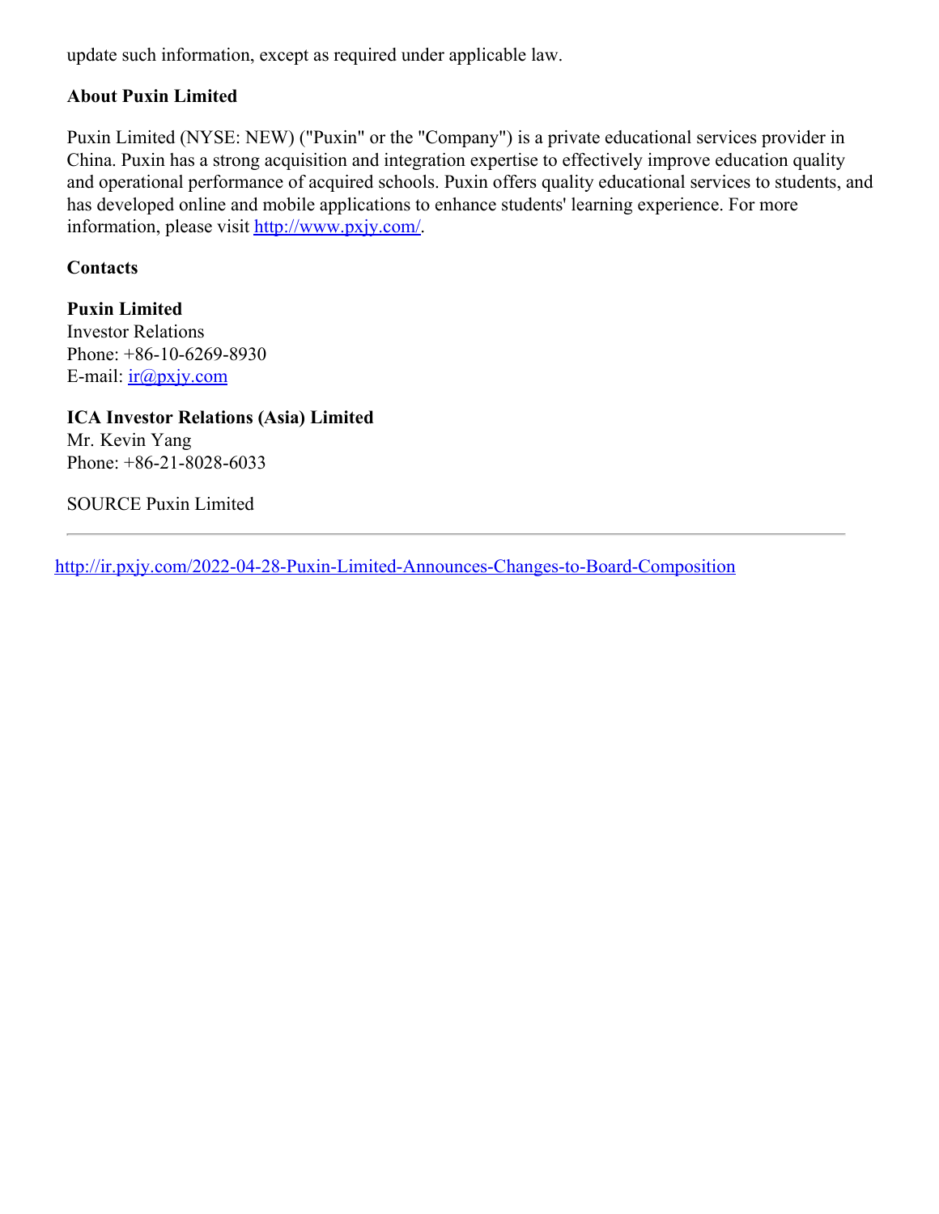update such information, except as required under applicable law.

**About Puxin Limited**

Puxin Limited (NYSE: NEW) ("Puxin" or the "Company") is a private educational services provider in China. Puxin has a strong acquisition and integration expertise to effectively improve education quality and operational performance of acquired schools. Puxin offers quality educational services to students, and has developed online and mobile applications to enhance students' learning experience. For more information, please visit http://www.pxjy.com/.

**Contacts**

**Puxin Limited**
Investor Relations
Phone: +86-10-6269-8930
E-mail: ir@pxjy.com

**ICA Investor Relations (Asia) Limited**
Mr. Kevin Yang
Phone: +86-21-8028-6033

SOURCE Puxin Limited

---

http://ir.pxjy.com/2022-04-28-Puxin-Limited-Announces-Changes-to-Board-Composition